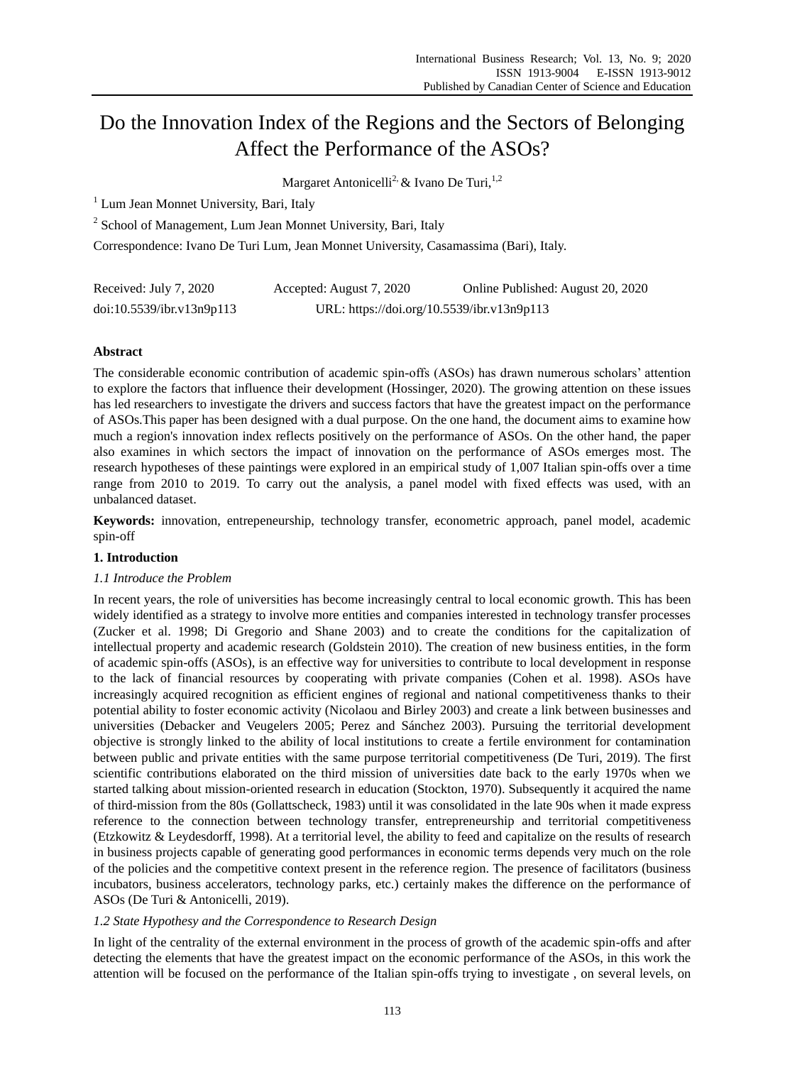# Do the Innovation Index of the Regions and the Sectors of Belonging Affect the Performance of the ASOs?

Margaret Antonicelli[2,] & Ivano De Turi,[1,2]

[1] Lum Jean Monnet University, Bari, Italy

[2] School of Management, Lum Jean Monnet University, Bari, Italy

Correspondence: Ivano De Turi Lum, Jean Monnet University, Casamassima (Bari), Italy.

Received: July 7, 2020 Accepted: August 7, 2020 Online Published: August 20, 2020

doi:10.5539/ibr.v13n9p113 URL: https://doi.org/10.5539/ibr.v13n9p113

**Abstract**

The considerable economic contribution of academic spin-offs (ASOs) has drawn numerous scholars' attention to explore the factors that influence their development (Hossinger, 2020). The growing attention on these issues has led researchers to investigate the drivers and success factors that have the greatest impact on the performance of ASOs.This paper has been designed with a dual purpose. On the one hand, the document aims to examine how much a region's innovation index reflects positively on the performance of ASOs. On the other hand, the paper also examines in which sectors the impact of innovation on the performance of ASOs emerges most. The research hypotheses of these paintings were explored in an empirical study of 1,007 Italian spin-offs over a time range from 2010 to 2019. To carry out the analysis, a panel model with fixed effects was used, with an unbalanced dataset.

**Keywords:** innovation, entrepeneurship, technology transfer, econometric approach, panel model, academic spin-off

## 1. Introduction

### 1.1 Introduce the Problem

In recent years, the role of universities has become increasingly central to local economic growth. This has been widely identified as a strategy to involve more entities and companies interested in technology transfer processes (Zucker et al. 1998; Di Gregorio and Shane 2003) and to create the conditions for the capitalization of intellectual property and academic research (Goldstein 2010). The creation of new business entities, in the form of academic spin-offs (ASOs), is an effective way for universities to contribute to local development in response to the lack of financial resources by cooperating with private companies (Cohen et al. 1998). ASOs have increasingly acquired recognition as efficient engines of regional and national competitiveness thanks to their potential ability to foster economic activity (Nicolaou and Birley 2003) and create a link between businesses and universities (Debacker and Veugelers 2005; Perez and Sánchez 2003). Pursuing the territorial development objective is strongly linked to the ability of local institutions to create a fertile environment for contamination between public and private entities with the same purpose territorial competitiveness (De Turi, 2019). The first scientific contributions elaborated on the third mission of universities date back to the early 1970s when we started talking about mission-oriented research in education (Stockton, 1970). Subsequently it acquired the name of third-mission from the 80s (Gollattscheck, 1983) until it was consolidated in the late 90s when it made express reference to the connection between technology transfer, entrepreneurship and territorial competitiveness (Etzkowitz & Leydesdorff, 1998). At a territorial level, the ability to feed and capitalize on the results of research in business projects capable of generating good performances in economic terms depends very much on the role of the policies and the competitive context present in the reference region. The presence of facilitators (business incubators, business accelerators, technology parks, etc.) certainly makes the difference on the performance of ASOs (De Turi & Antonicelli, 2019).

### 1.2 State Hypothesy and the Correspondence to Research Design

In light of the centrality of the external environment in the process of growth of the academic spin-offs and after detecting the elements that have the greatest impact on the economic performance of the ASOs, in this work the attention will be focused on the performance of the Italian spin-offs trying to investigate , on several levels, on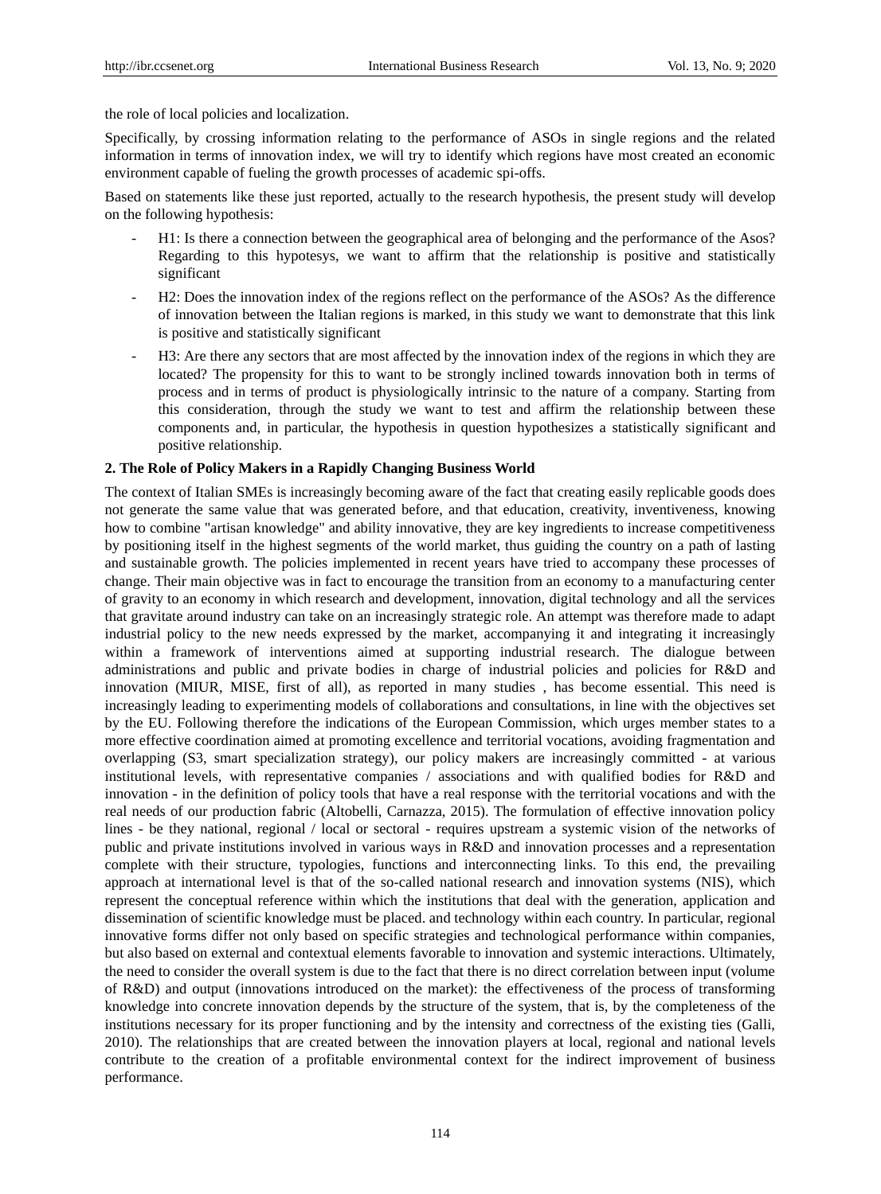the role of local policies and localization.

Specifically, by crossing information relating to the performance of ASOs in single regions and the related information in terms of innovation index, we will try to identify which regions have most created an economic environment capable of fueling the growth processes of academic spi-offs.

Based on statements like these just reported, actually to the research hypothesis, the present study will develop on the following hypothesis:

- H1: Is there a connection between the geographical area of belonging and the performance of the Asos? Regarding to this hypotesys, we want to affirm that the relationship is positive and statistically significant
- H2: Does the innovation index of the regions reflect on the performance of the ASOs? As the difference of innovation between the Italian regions is marked, in this study we want to demonstrate that this link is positive and statistically significant
- H3: Are there any sectors that are most affected by the innovation index of the regions in which they are located? The propensity for this to want to be strongly inclined towards innovation both in terms of process and in terms of product is physiologically intrinsic to the nature of a company. Starting from this consideration, through the study we want to test and affirm the relationship between these components and, in particular, the hypothesis in question hypothesizes a statistically significant and positive relationship.

## 2. The Role of Policy Makers in a Rapidly Changing Business World

The context of Italian SMEs is increasingly becoming aware of the fact that creating easily replicable goods does not generate the same value that was generated before, and that education, creativity, inventiveness, knowing how to combine "artisan knowledge" and ability innovative, they are key ingredients to increase competitiveness by positioning itself in the highest segments of the world market, thus guiding the country on a path of lasting and sustainable growth. The policies implemented in recent years have tried to accompany these processes of change. Their main objective was in fact to encourage the transition from an economy to a manufacturing center of gravity to an economy in which research and development, innovation, digital technology and all the services that gravitate around industry can take on an increasingly strategic role. An attempt was therefore made to adapt industrial policy to the new needs expressed by the market, accompanying it and integrating it increasingly within a framework of interventions aimed at supporting industrial research. The dialogue between administrations and public and private bodies in charge of industrial policies and policies for R&D and innovation (MIUR, MISE, first of all), as reported in many studies , has become essential. This need is increasingly leading to experimenting models of collaborations and consultations, in line with the objectives set by the EU. Following therefore the indications of the European Commission, which urges member states to a more effective coordination aimed at promoting excellence and territorial vocations, avoiding fragmentation and overlapping (S3, smart specialization strategy), our policy makers are increasingly committed - at various institutional levels, with representative companies / associations and with qualified bodies for R&D and innovation - in the definition of policy tools that have a real response with the territorial vocations and with the real needs of our production fabric (Altobelli, Carnazza, 2015). The formulation of effective innovation policy lines - be they national, regional / local or sectoral - requires upstream a systemic vision of the networks of public and private institutions involved in various ways in R&D and innovation processes and a representation complete with their structure, typologies, functions and interconnecting links. To this end, the prevailing approach at international level is that of the so-called national research and innovation systems (NIS), which represent the conceptual reference within which the institutions that deal with the generation, application and dissemination of scientific knowledge must be placed. and technology within each country. In particular, regional innovative forms differ not only based on specific strategies and technological performance within companies, but also based on external and contextual elements favorable to innovation and systemic interactions. Ultimately, the need to consider the overall system is due to the fact that there is no direct correlation between input (volume of R&D) and output (innovations introduced on the market): the effectiveness of the process of transforming knowledge into concrete innovation depends by the structure of the system, that is, by the completeness of the institutions necessary for its proper functioning and by the intensity and correctness of the existing ties (Galli, 2010). The relationships that are created between the innovation players at local, regional and national levels contribute to the creation of a profitable environmental context for the indirect improvement of business performance.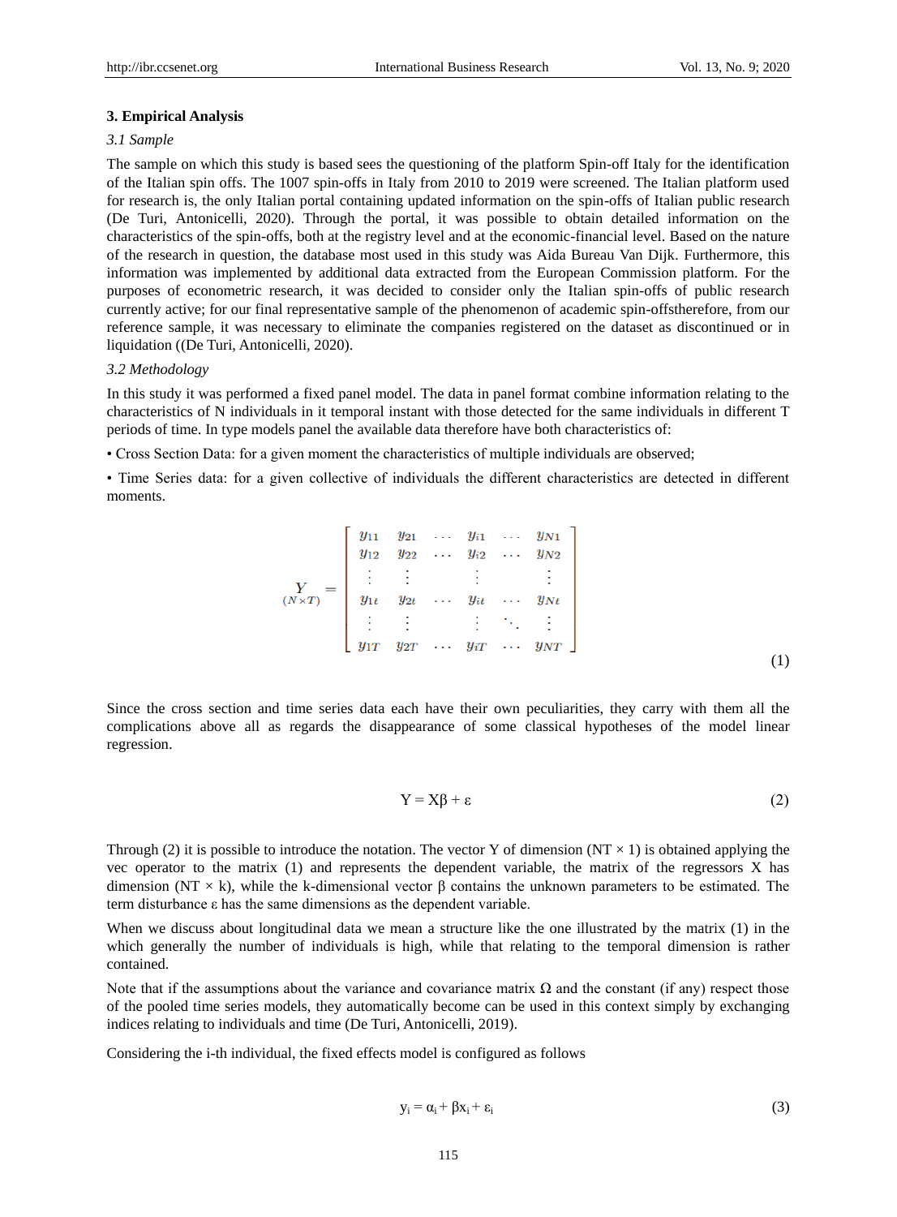## 3. Empirical Analysis

### *3.1 Sample*

The sample on which this study is based sees the questioning of the platform Spin-off Italy for the identification of the Italian spin offs. The 1007 spin-offs in Italy from 2010 to 2019 were screened. The Italian platform used for research is, the only Italian portal containing updated information on the spin-offs of Italian public research (De Turi, Antonicelli, 2020). Through the portal, it was possible to obtain detailed information on the characteristics of the spin-offs, both at the registry level and at the economic-financial level. Based on the nature of the research in question, the database most used in this study was Aida Bureau Van Dijk. Furthermore, this information was implemented by additional data extracted from the European Commission platform. For the purposes of econometric research, it was decided to consider only the Italian spin-offs of public research currently active; for our final representative sample of the phenomenon of academic spin-offstherefore, from our reference sample, it was necessary to eliminate the companies registered on the dataset as discontinued or in liquidation ((De Turi, Antonicelli, 2020).

### *3.2 Methodology*

In this study it was performed a fixed panel model. The data in panel format combine information relating to the characteristics of N individuals in it temporal instant with those detected for the same individuals in different T periods of time. In type models panel the available data therefore have both characteristics of:

- Cross Section Data: for a given moment the characteristics of multiple individuals are observed;
- Time Series data: for a given collective of individuals the different characteristics are detected in different moments.

$$\underset{(N\times T)}{Y} = \begin{bmatrix} y_{11} & y_{21} & \cdots & y_{i1} & \cdots & y_{N1} \\ y_{12} & y_{22} & \cdots & y_{i2} & \cdots & y_{N2} \\ \vdots & \vdots & & \vdots & & \vdots \\ y_{1t} & y_{2t} & \cdots & y_{it} & \cdots & y_{Nt} \\ \vdots & \vdots & & \vdots & \ddots & \vdots \\ y_{1T} & y_{2T} & \cdots & y_{iT} & \cdots & y_{NT} \end{bmatrix} \tag{1}$$

Since the cross section and time series data each have their own peculiarities, they carry with them all the complications above all as regards the disappearance of some classical hypotheses of the model linear regression.

$$Y = X\beta + \varepsilon \tag{2}$$

Through (2) it is possible to introduce the notation. The vector Y of dimension $(NT \times 1)$ is obtained applying the vec operator to the matrix (1) and represents the dependent variable, the matrix of the regressors X has dimension $(NT \times k)$, while the k-dimensional vector $\beta$ contains the unknown parameters to be estimated. The term disturbance $\varepsilon$ has the same dimensions as the dependent variable.

When we discuss about longitudinal data we mean a structure like the one illustrated by the matrix (1) in the which generally the number of individuals is high, while that relating to the temporal dimension is rather contained.

Note that if the assumptions about the variance and covariance matrix $\Omega$ and the constant (if any) respect those of the pooled time series models, they automatically become can be used in this context simply by exchanging indices relating to individuals and time (De Turi, Antonicelli, 2019).

Considering the i-th individual, the fixed effects model is configured as follows

$$y_i = \alpha_i + \beta x_i + \varepsilon_i \tag{3}$$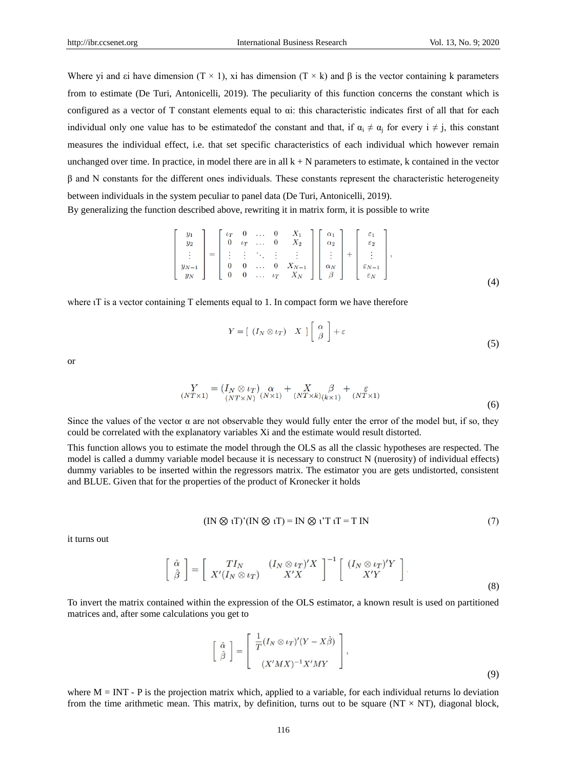Where yi and εi have dimension (T × 1), xi has dimension (T × k) and β is the vector containing k parameters from to estimate (De Turi, Antonicelli, 2019). The peculiarity of this function concerns the constant which is configured as a vector of T constant elements equal to αi: this characteristic indicates first of all that for each individual only one value has to be estimatedof the constant and that, if $\alpha_i \neq \alpha_j$ for every i ≠ j, this constant measures the individual effect, i.e. that set specific characteristics of each individual which however remain unchanged over time. In practice, in model there are in all k + N parameters to estimate, k contained in the vector β and N constants for the different ones individuals. These constants represent the characteristic heterogeneity between individuals in the system peculiar to panel data (De Turi, Antonicelli, 2019).

By generalizing the function described above, rewriting it in matrix form, it is possible to write

$$\begin{bmatrix} y_1 \\ y_2 \\ \vdots \\ y_{N-1} \\ y_N \end{bmatrix} = \begin{bmatrix} \iota_T & 0 & \dots & 0 & X_1 \\ 0 & \iota_T & \dots & 0 & X_2 \\ \vdots & \vdots & \ddots & \vdots & \vdots \\ 0 & 0 & \dots & 0 & X_{N-1} \\ 0 & 0 & \dots & \iota_T & X_N \end{bmatrix} \begin{bmatrix} \alpha_1 \\ \alpha_2 \\ \vdots \\ \alpha_N \\ \beta \end{bmatrix} + \begin{bmatrix} \varepsilon_1 \\ \varepsilon_2 \\ \vdots \\ \varepsilon_{N-1} \\ \varepsilon_N \end{bmatrix}, \tag{4}$$

where ιT is a vector containing T elements equal to 1. In compact form we have therefore

$$Y = [\ (I_N \otimes \iota_T) \quad X\ ] \begin{bmatrix} \alpha \\ \beta \end{bmatrix} + \varepsilon \tag{5}$$

or

$$\underset{(NT\times 1)}{Y} = \underset{(NT\times N)}{(I_N \otimes \iota_T)} \underset{(N\times 1)}{\alpha} + \underset{(NT\times k)}{X} \underset{(k\times 1)}{\beta} + \underset{(NT\times 1)}{\varepsilon} \tag{6}$$

Since the values of the vector α are not observable they would fully enter the error of the model but, if so, they could be correlated with the explanatory variables Xi and the estimate would result distorted.

This function allows you to estimate the model through the OLS as all the classic hypotheses are respected. The model is called a dummy variable model because it is necessary to construct N (nuerosity) of individual effects) dummy variables to be inserted within the regressors matrix. The estimator you are gets undistorted, consistent and BLUE. Given that for the properties of the product of Kronecker it holds

$$(I_N \otimes \iota_T)'(I_N \otimes \iota_T) = I_N \otimes \iota'_T \iota_T = T I_N \tag{7}$$

it turns out

$$\begin{bmatrix} \hat{\alpha} \\ \hat{\beta} \end{bmatrix} = \begin{bmatrix} TI_N & (I_N \otimes \iota_T)'X \\ X'(I_N \otimes \iota_T) & X'X \end{bmatrix}^{-1} \begin{bmatrix} (I_N \otimes \iota_T)'Y \\ X'Y \end{bmatrix} \tag{8}$$

To invert the matrix contained within the expression of the OLS estimator, a known result is used on partitioned matrices and, after some calculations you get to

$$\begin{bmatrix} \hat{\alpha} \\ \hat{\beta} \end{bmatrix} = \begin{bmatrix} \frac{1}{T}(I_N \otimes \iota_T)'(Y - X\hat{\beta}) \\ (X'MX)^{-1}X'MY \end{bmatrix}, \tag{9}$$

where M = INT - P is the projection matrix which, applied to a variable, for each individual returns lo deviation from the time arithmetic mean. This matrix, by definition, turns out to be square (NT × NT), diagonal block,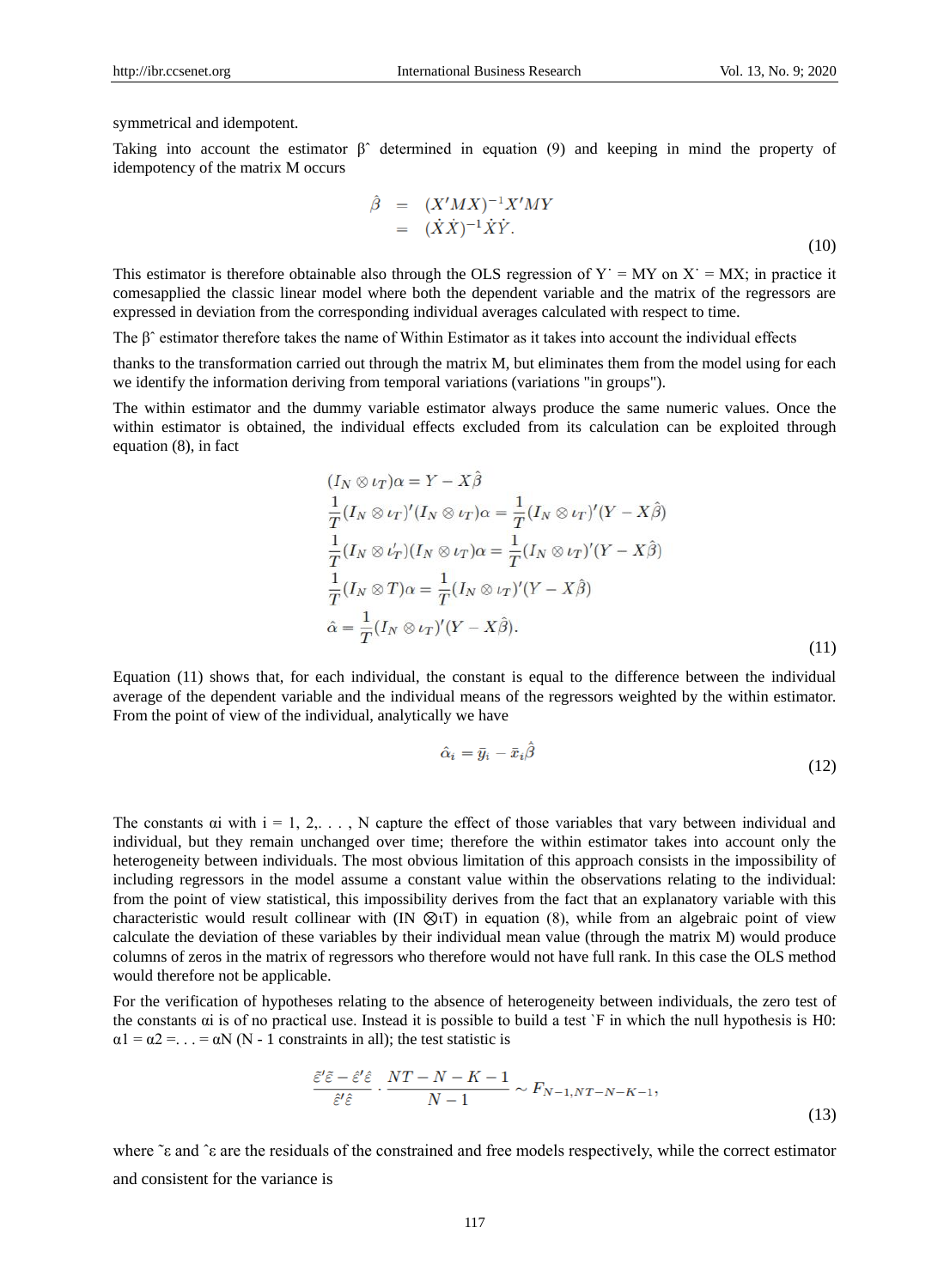symmetrical and idempotent.

Taking into account the estimator β̂ determined in equation (9) and keeping in mind the property of idempotency of the matrix M occurs

$$
\begin{aligned}
\hat{\beta} &= (X'MX)^{-1}X'MY \\
&= (\dot{X}\dot{X})^{-1}\dot{X}\dot{Y}.
\end{aligned}
\tag{10}
$$

This estimator is therefore obtainable also through the OLS regression of $\dot{Y} = MY$ on $\dot{X} = MX$; in practice it comesapplied the classic linear model where both the dependent variable and the matrix of the regressors are expressed in deviation from the corresponding individual averages calculated with respect to time.

The β̂ estimator therefore takes the name of Within Estimator as it takes into account the individual effects

thanks to the transformation carried out through the matrix M, but eliminates them from the model using for each we identify the information deriving from temporal variations (variations "in groups").

The within estimator and the dummy variable estimator always produce the same numeric values. Once the within estimator is obtained, the individual effects excluded from its calculation can be exploited through equation (8), in fact

$$
\begin{aligned}
&(I_N \otimes \iota_T)\alpha = Y - X\hat{\beta} \\
&\frac{1}{T}(I_N \otimes \iota_T)'(I_N \otimes \iota_T)\alpha = \frac{1}{T}(I_N \otimes \iota_T)'(Y - X\hat{\beta}) \\
&\frac{1}{T}(I_N \otimes \iota_T')(I_N \otimes \iota_T)\alpha = \frac{1}{T}(I_N \otimes \iota_T)'(Y - X\hat{\beta}) \\
&\frac{1}{T}(I_N \otimes T)\alpha = \frac{1}{T}(I_N \otimes \iota_T)'(Y - X\hat{\beta}) \\
&\hat{\alpha} = \frac{1}{T}(I_N \otimes \iota_T)'(Y - X\hat{\beta}).
\end{aligned}
\tag{11}
$$

Equation (11) shows that, for each individual, the constant is equal to the difference between the individual average of the dependent variable and the individual means of the regressors weighted by the within estimator. From the point of view of the individual, analytically we have

$$
\hat{\alpha}_i = \bar{y}_i - \bar{x}_i\hat{\beta}
\tag{12}
$$

The constants $\alpha_i$ with i = 1, 2,. . . , N capture the effect of those variables that vary between individual and individual, but they remain unchanged over time; therefore the within estimator takes into account only the heterogeneity between individuals. The most obvious limitation of this approach consists in the impossibility of including regressors in the model assume a constant value within the observations relating to the individual: from the point of view statistical, this impossibility derives from the fact that an explanatory variable with this characteristic would result collinear with $(I_N \otimes \iota_T)$ in equation (8), while from an algebraic point of view calculate the deviation of these variables by their individual mean value (through the matrix M) would produce columns of zeros in the matrix of regressors who therefore would not have full rank. In this case the OLS method would therefore not be applicable.

For the verification of hypotheses relating to the absence of heterogeneity between individuals, the zero test of the constants $\alpha_i$ is of no practical use. Instead it is possible to build a test `F in which the null hypothesis is H0: $\alpha_1 = \alpha_2 = \ldots = \alpha_N$ (N - 1 constraints in all); the test statistic is

$$
\frac{\tilde{\varepsilon}'\tilde{\varepsilon} - \hat{\varepsilon}'\hat{\varepsilon}}{\hat{\varepsilon}'\hat{\varepsilon}} \cdot \frac{NT - N - K - 1}{N - 1} \sim F_{N-1, NT-N-K-1},
\tag{13}
$$

where $\tilde{\varepsilon}$ and $\hat{\varepsilon}$ are the residuals of the constrained and free models respectively, while the correct estimator and consistent for the variance is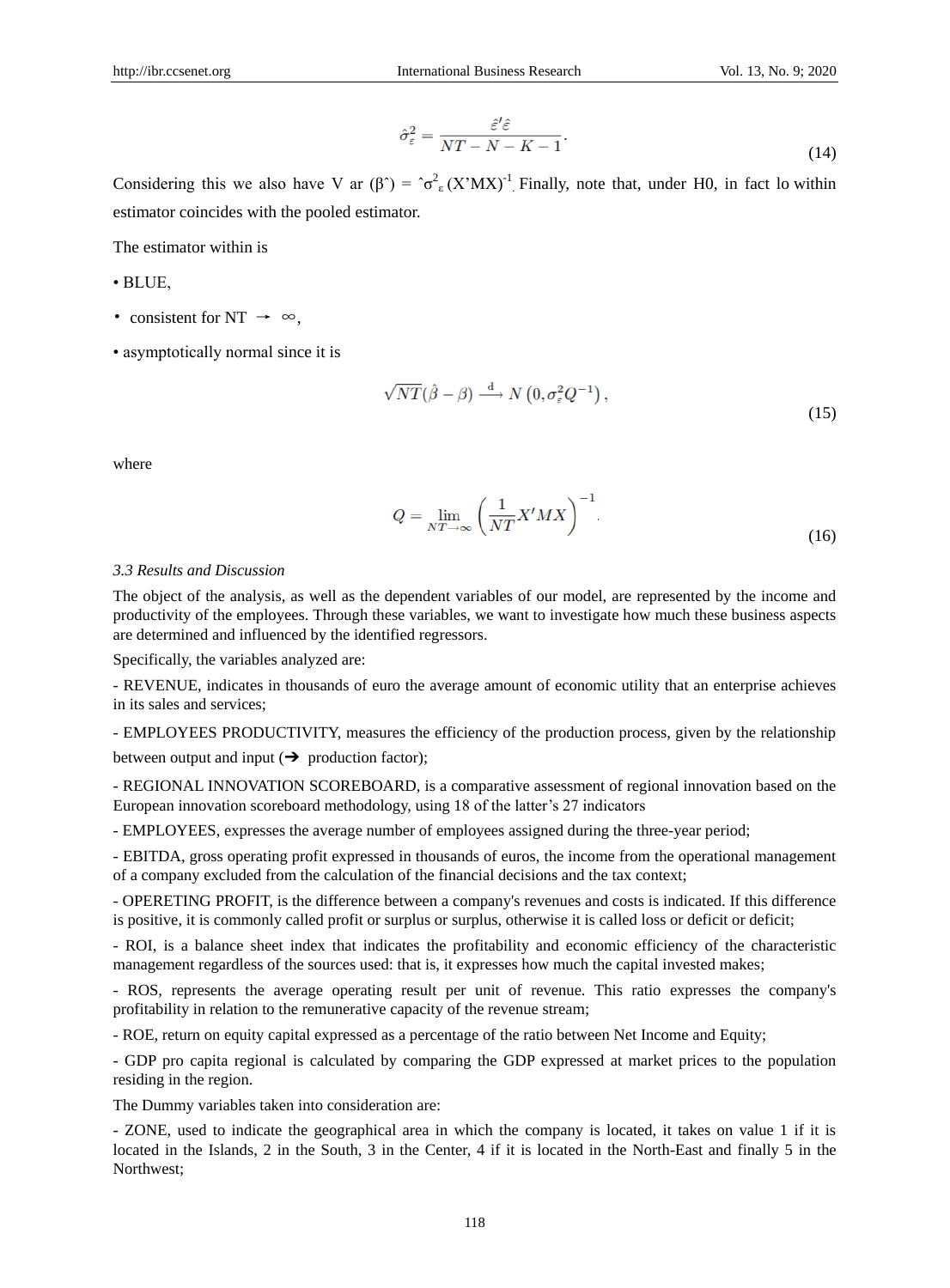$$\hat{\sigma}_{\varepsilon}^{2} = \frac{\hat{\varepsilon}'\hat{\varepsilon}}{NT - N - K - 1}. \tag{14}$$

Considering this we also have $Var(\hat{\beta}) = \hat{\sigma}^{2}_{\varepsilon}(X'MX)^{-1}$. Finally, note that, under H0, in fact lo within estimator coincides with the pooled estimator.

The estimator within is

- BLUE,
- consistent for $NT \rightarrow \infty$,
- asymptotically normal since it is

$$\sqrt{NT}(\hat{\beta} - \beta) \xrightarrow{\text{d}} N\left(0, \sigma_{\varepsilon}^{2} Q^{-1}\right), \tag{15}$$

where

$$Q = \lim_{NT\to\infty} \left(\frac{1}{NT} X'MX\right)^{-1}. \tag{16}$$

### *3.3 Results and Discussion*

The object of the analysis, as well as the dependent variables of our model, are represented by the income and productivity of the employees. Through these variables, we want to investigate how much these business aspects are determined and influenced by the identified regressors.

Specifically, the variables analyzed are:

- REVENUE, indicates in thousands of euro the average amount of economic utility that an enterprise achieves in its sales and services;

- EMPLOYEES PRODUCTIVITY, measures the efficiency of the production process, given by the relationship between output and input (➔ production factor);

- REGIONAL INNOVATION SCOREBOARD, is a comparative assessment of regional innovation based on the European innovation scoreboard methodology, using 18 of the latter's 27 indicators

- EMPLOYEES, expresses the average number of employees assigned during the three-year period;

- EBITDA, gross operating profit expressed in thousands of euros, the income from the operational management of a company excluded from the calculation of the financial decisions and the tax context;

- OPERETING PROFIT, is the difference between a company's revenues and costs is indicated. If this difference is positive, it is commonly called profit or surplus or surplus, otherwise it is called loss or deficit or deficit;

- ROI, is a balance sheet index that indicates the profitability and economic efficiency of the characteristic management regardless of the sources used: that is, it expresses how much the capital invested makes;

- ROS, represents the average operating result per unit of revenue. This ratio expresses the company's profitability in relation to the remunerative capacity of the revenue stream;

- ROE, return on equity capital expressed as a percentage of the ratio between Net Income and Equity;

- GDP pro capita regional is calculated by comparing the GDP expressed at market prices to the population residing in the region.

The Dummy variables taken into consideration are:

- ZONE, used to indicate the geographical area in which the company is located, it takes on value 1 if it is located in the Islands, 2 in the South, 3 in the Center, 4 if it is located in the North-East and finally 5 in the Northwest;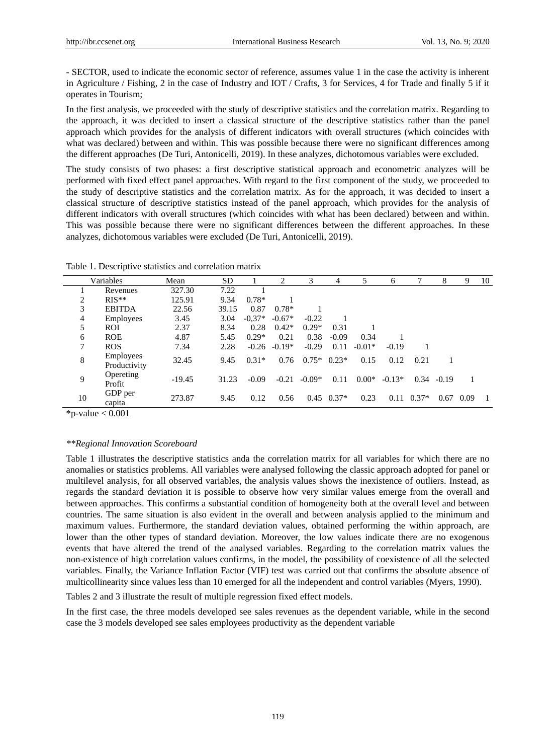- SECTOR, used to indicate the economic sector of reference, assumes value 1 in the case the activity is inherent in Agriculture / Fishing, 2 in the case of Industry and IOT / Crafts, 3 for Services, 4 for Trade and finally 5 if it operates in Tourism;

In the first analysis, we proceeded with the study of descriptive statistics and the correlation matrix. Regarding to the approach, it was decided to insert a classical structure of the descriptive statistics rather than the panel approach which provides for the analysis of different indicators with overall structures (which coincides with what was declared) between and within. This was possible because there were no significant differences among the different approaches (De Turi, Antonicelli, 2019). In these analyzes, dichotomous variables were excluded.

The study consists of two phases: a first descriptive statistical approach and econometric analyzes will be performed with fixed effect panel approaches. With regard to the first component of the study, we proceeded to the study of descriptive statistics and the correlation matrix. As for the approach, it was decided to insert a classical structure of descriptive statistics instead of the panel approach, which provides for the analysis of different indicators with overall structures (which coincides with what has been declared) between and within. This was possible because there were no significant differences between the different approaches. In these analyzes, dichotomous variables were excluded (De Turi, Antonicelli, 2019).

Table 1. Descriptive statistics and correlation matrix

| | Variables | Mean | SD | 1 | 2 | 3 | 4 | 5 | 6 | 7 | 8 | 9 | 10 |
|---|---|---|---|---|---|---|---|---|---|---|---|---|---|
| 1 | Revenues | 327.30 | 7.22 | 1 | | | | | | | | | |
| 2 | RIS** | 125.91 | 9.34 | 0.78* | 1 | | | | | | | | |
| 3 | EBITDA | 22.56 | 39.15 | 0.87 | 0.78* | 1 | | | | | | | |
| 4 | Employees | 3.45 | 3.04 | -0,37* | -0.67* | -0.22 | 1 | | | | | | |
| 5 | ROI | 2.37 | 8.34 | 0.28 | 0.42* | 0.29* | 0.31 | 1 | | | | | |
| 6 | ROE | 4.87 | 5.45 | 0.29* | 0.21 | 0.38 | -0.09 | 0.34 | 1 | | | | |
| 7 | ROS | 7.34 | 2.28 | -0.26 | -0.19* | -0.29 | 0.11 | -0.01* | -0.19 | 1 | | | |
| 8 | Employees Productivity | 32.45 | 9.45 | 0.31* | 0.76 | 0.75* | 0.23* | 0.15 | 0.12 | 0.21 | 1 | | |
| 9 | Opereting Profit | -19.45 | 31.23 | -0.09 | -0.21 | -0.09* | 0.11 | 0.00* | -0.13* | 0.34 | -0.19 | 1 | |
| 10 | GDP per capita | 273.87 | 9.45 | 0.12 | 0.56 | 0.45 | 0.37* | 0.23 | 0.11 | 0.37* | 0.67 | 0.09 | 1 |

*p-value < 0.001

*\*\*Regional Innovation Scoreboard*

Table 1 illustrates the descriptive statistics anda the correlation matrix for all variables for which there are no anomalies or statistics problems. All variables were analysed following the classic approach adopted for panel or multilevel analysis, for all observed variables, the analysis values shows the inexistence of outliers. Instead, as regards the standard deviation it is possible to observe how very similar values emerge from the overall and between approaches. This confirms a substantial condition of homogeneity both at the overall level and between countries. The same situation is also evident in the overall and between analysis applied to the minimum and maximum values. Furthermore, the standard deviation values, obtained performing the within approach, are lower than the other types of standard deviation. Moreover, the low values indicate there are no exogenous events that have altered the trend of the analysed variables. Regarding to the correlation matrix values the non-existence of high correlation values confirms, in the model, the possibility of coexistence of all the selected variables. Finally, the Variance Inflation Factor (VIF) test was carried out that confirms the absolute absence of multicollinearity since values less than 10 emerged for all the independent and control variables (Myers, 1990).

Tables 2 and 3 illustrate the result of multiple regression fixed effect models.

In the first case, the three models developed see sales revenues as the dependent variable, while in the second case the 3 models developed see sales employees productivity as the dependent variable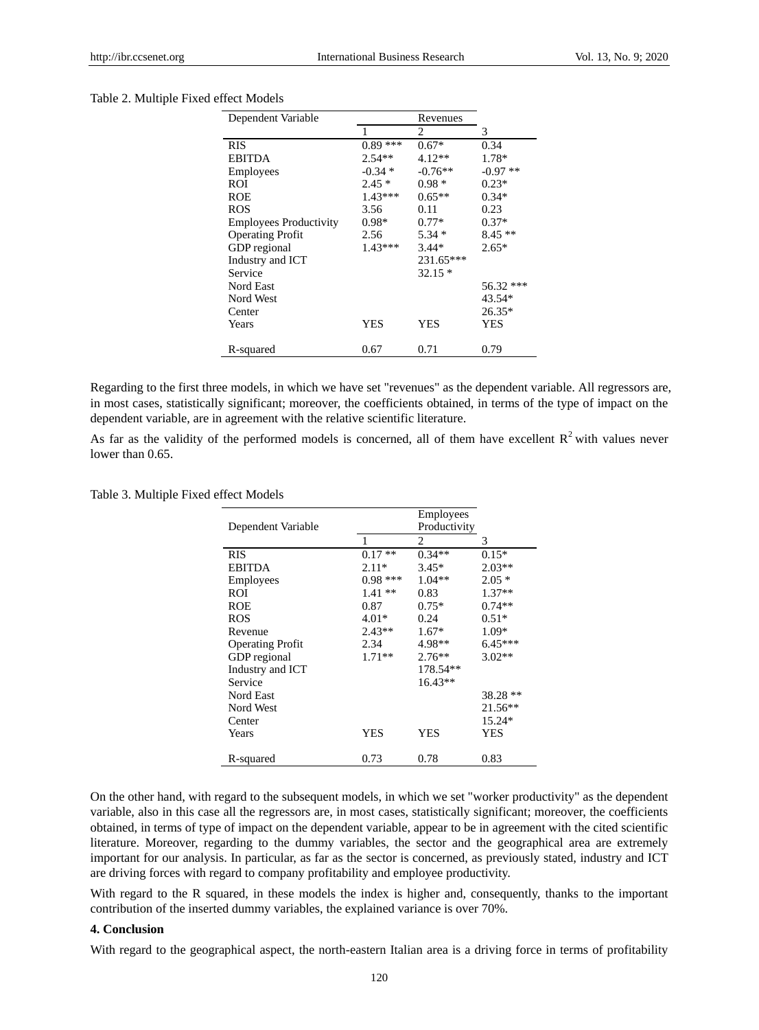Table 2. Multiple Fixed effect Models

| Dependent Variable | | Revenues | |
|---|---|---|---|
| | 1 | 2 | 3 |
| RIS | 0.89 *** | 0.67* | 0.34 |
| EBITDA | 2.54** | 4.12** | 1.78* |
| Employees | -0.34 * | -0.76** | -0.97 ** |
| ROI | 2.45 * | 0.98 * | 0.23* |
| ROE | 1.43*** | 0.65** | 0.34* |
| ROS | 3.56 | 0.11 | 0.23 |
| Employees Productivity | 0.98* | 0.77* | 0.37* |
| Operating Profit | 2.56 | 5.34 * | 8.45 ** |
| GDP regional | 1.43*** | 3.44* | 2.65* |
| Industry and ICT | | 231.65*** | |
| Service | | 32.15 * | |
| Nord East | | | 56.32 *** |
| Nord West | | | 43.54* |
| Center | | | 26.35* |
| Years | YES | YES | YES |
| R-squared | 0.67 | 0.71 | 0.79 |

Regarding to the first three models, in which we have set "revenues" as the dependent variable. All regressors are, in most cases, statistically significant; moreover, the coefficients obtained, in terms of the type of impact on the dependent variable, are in agreement with the relative scientific literature.

As far as the validity of the performed models is concerned, all of them have excellent $R^2$ with values never lower than 0.65.

Table 3. Multiple Fixed effect Models

| Dependent Variable | | Employees Productivity | |
|---|---|---|---|
| | 1 | 2 | 3 |
| RIS | 0.17 ** | 0.34** | 0.15* |
| EBITDA | 2.11* | 3.45* | 2.03** |
| Employees | 0.98 *** | 1.04** | 2.05 * |
| ROI | 1.41 ** | 0.83 | 1.37** |
| ROE | 0.87 | 0.75* | 0.74** |
| ROS | 4.01* | 0.24 | 0.51* |
| Revenue | 2.43** | 1.67* | 1.09* |
| Operating Profit | 2.34 | 4.98** | 6.45*** |
| GDP regional | 1.71** | 2.76** | 3.02** |
| Industry and ICT | | 178.54** | |
| Service | | 16.43** | |
| Nord East | | | 38.28 ** |
| Nord West | | | 21.56** |
| Center | | | 15.24* |
| Years | YES | YES | YES |
| R-squared | 0.73 | 0.78 | 0.83 |

On the other hand, with regard to the subsequent models, in which we set "worker productivity" as the dependent variable, also in this case all the regressors are, in most cases, statistically significant; moreover, the coefficients obtained, in terms of type of impact on the dependent variable, appear to be in agreement with the cited scientific literature. Moreover, regarding to the dummy variables, the sector and the geographical area are extremely important for our analysis. In particular, as far as the sector is concerned, as previously stated, industry and ICT are driving forces with regard to company profitability and employee productivity.

With regard to the R squared, in these models the index is higher and, consequently, thanks to the important contribution of the inserted dummy variables, the explained variance is over 70%.

## 4. Conclusion

With regard to the geographical aspect, the north-eastern Italian area is a driving force in terms of profitability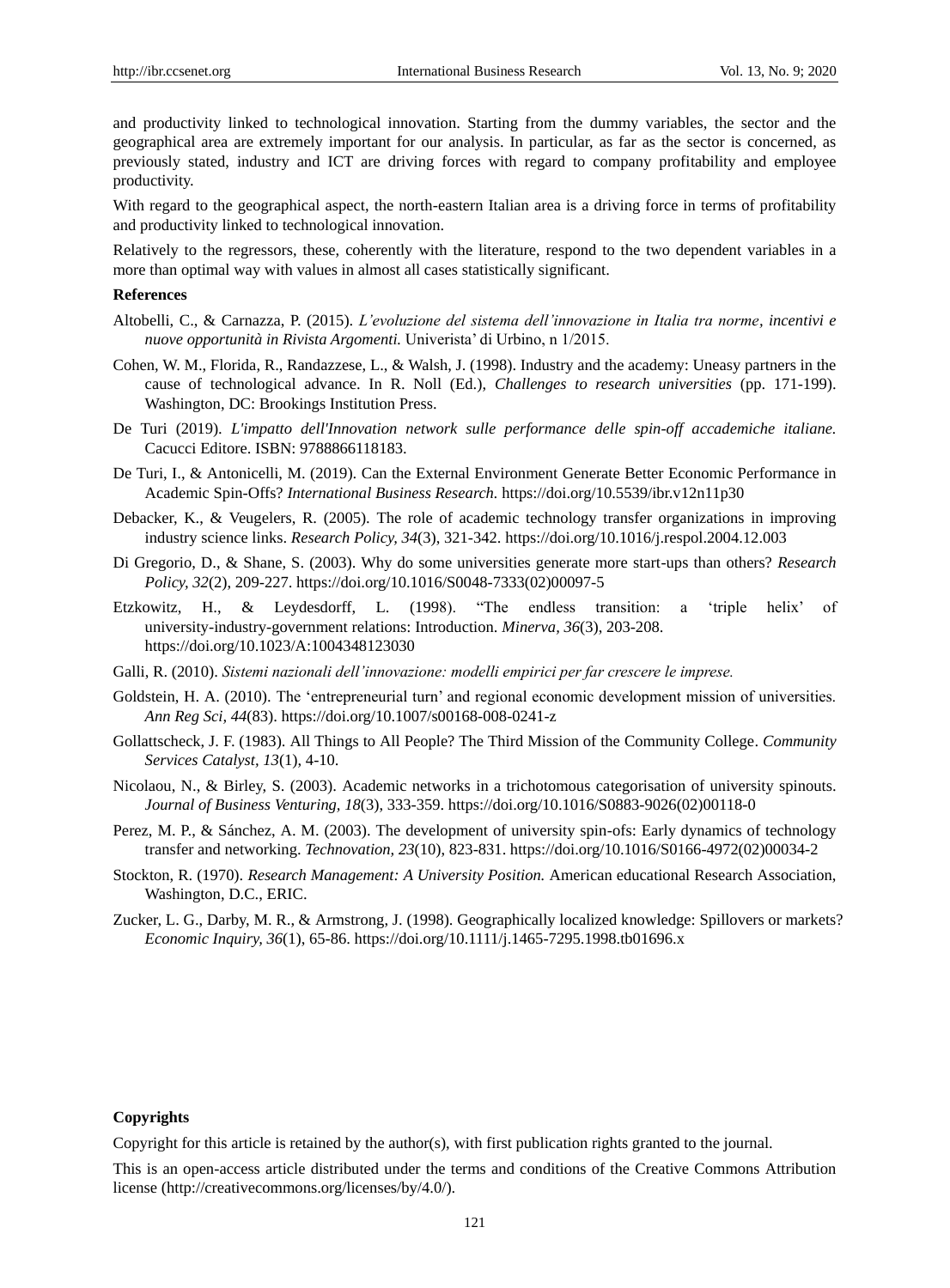and productivity linked to technological innovation. Starting from the dummy variables, the sector and the geographical area are extremely important for our analysis. In particular, as far as the sector is concerned, as previously stated, industry and ICT are driving forces with regard to company profitability and employee productivity.

With regard to the geographical aspect, the north-eastern Italian area is a driving force in terms of profitability and productivity linked to technological innovation.

Relatively to the regressors, these, coherently with the literature, respond to the two dependent variables in a more than optimal way with values in almost all cases statistically significant.

## References

Altobelli, C., & Carnazza, P. (2015). *L'evoluzione del sistema dell'innovazione in Italia tra norme, incentivi e nuove opportunità in Rivista Argomenti.* Univerista' di Urbino, n 1/2015.

Cohen, W. M., Florida, R., Randazzese, L., & Walsh, J. (1998). Industry and the academy: Uneasy partners in the cause of technological advance. In R. Noll (Ed.), *Challenges to research universities* (pp. 171-199). Washington, DC: Brookings Institution Press.

De Turi (2019). *L'impatto dell'Innovation network sulle performance delle spin-off accademiche italiane.* Cacucci Editore. ISBN: 9788866118183.

De Turi, I., & Antonicelli, M. (2019). Can the External Environment Generate Better Economic Performance in Academic Spin-Offs? *International Business Research.* https://doi.org/10.5539/ibr.v12n11p30

Debacker, K., & Veugelers, R. (2005). The role of academic technology transfer organizations in improving industry science links. *Research Policy, 34*(3), 321-342. https://doi.org/10.1016/j.respol.2004.12.003

Di Gregorio, D., & Shane, S. (2003). Why do some universities generate more start-ups than others? *Research Policy, 32*(2), 209-227. https://doi.org/10.1016/S0048-7333(02)00097-5

Etzkowitz, H., & Leydesdorff, L. (1998). "The endless transition: a 'triple helix' of university-industry-government relations: Introduction. *Minerva, 36*(3), 203-208. https://doi.org/10.1023/A:1004348123030

Galli, R. (2010). *Sistemi nazionali dell'innovazione: modelli empirici per far crescere le imprese.*

Goldstein, H. A. (2010). The 'entrepreneurial turn' and regional economic development mission of universities. *Ann Reg Sci, 44*(83). https://doi.org/10.1007/s00168-008-0241-z

Gollattscheck, J. F. (1983). All Things to All People? The Third Mission of the Community College. *Community Services Catalyst, 13*(1), 4-10.

Nicolaou, N., & Birley, S. (2003). Academic networks in a trichotomous categorisation of university spinouts. *Journal of Business Venturing, 18*(3), 333-359. https://doi.org/10.1016/S0883-9026(02)00118-0

Perez, M. P., & Sánchez, A. M. (2003). The development of university spin-ofs: Early dynamics of technology transfer and networking. *Technovation, 23*(10), 823-831. https://doi.org/10.1016/S0166-4972(02)00034-2

Stockton, R. (1970). *Research Management: A University Position.* American educational Research Association, Washington, D.C., ERIC.

Zucker, L. G., Darby, M. R., & Armstrong, J. (1998). Geographically localized knowledge: Spillovers or markets? *Economic Inquiry, 36*(1), 65-86. https://doi.org/10.1111/j.1465-7295.1998.tb01696.x

## Copyrights

Copyright for this article is retained by the author(s), with first publication rights granted to the journal.

This is an open-access article distributed under the terms and conditions of the Creative Commons Attribution license (http://creativecommons.org/licenses/by/4.0/).